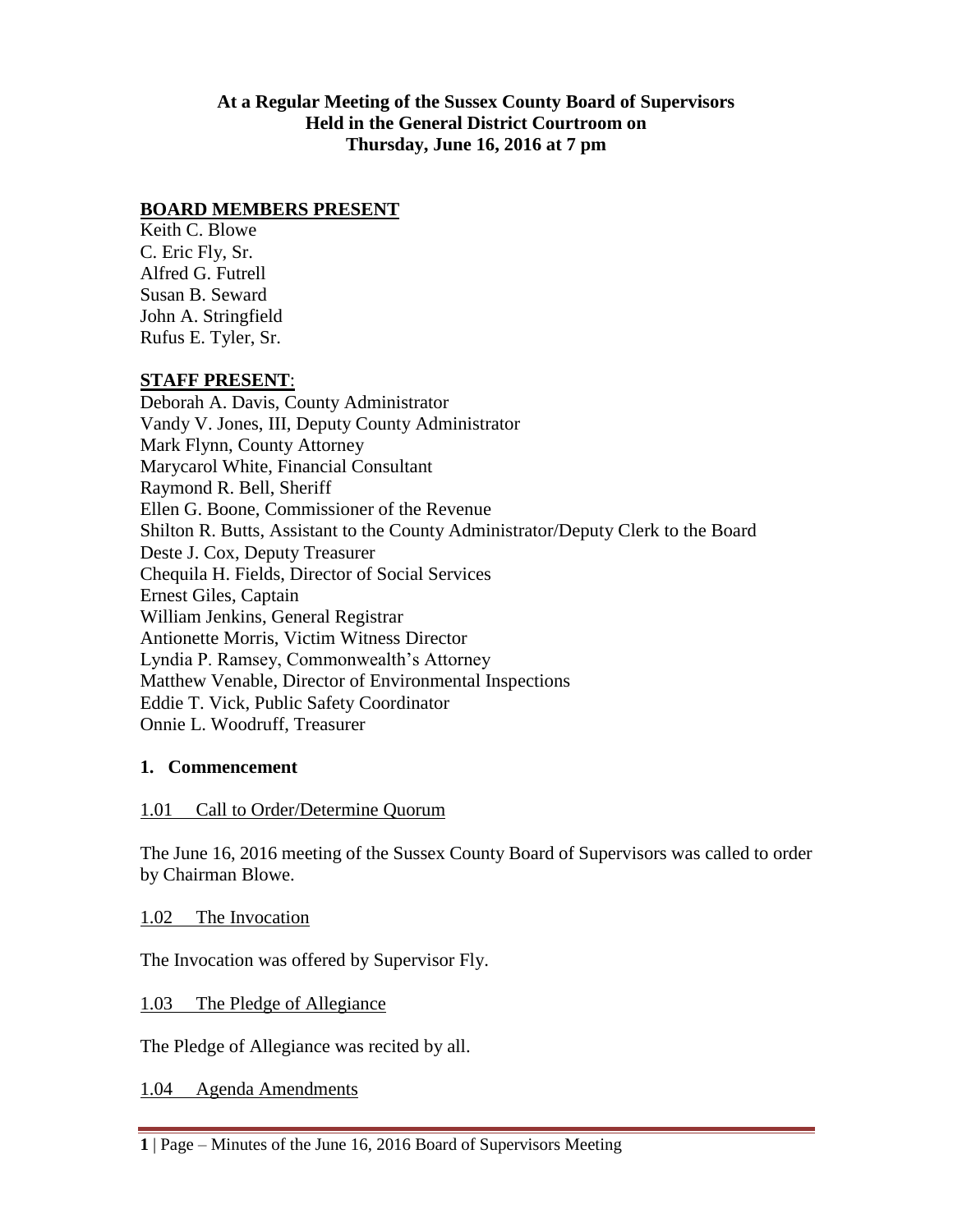**At a Regular Meeting of the Sussex County Board of Supervisors Held in the General District Courtroom on Thursday, June 16, 2016 at 7 pm**

**BOARD MEMBERS PRESENT**

Keith C. Blowe
C. Eric Fly, Sr.
Alfred G. Futrell
Susan B. Seward
John A. Stringfield
Rufus E. Tyler, Sr.

**STAFF PRESENT**:

Deborah A. Davis, County Administrator
Vandy V. Jones, III, Deputy County Administrator
Mark Flynn, County Attorney
Marycarol White, Financial Consultant
Raymond R. Bell, Sheriff
Ellen G. Boone, Commissioner of the Revenue
Shilton R. Butts, Assistant to the County Administrator/Deputy Clerk to the Board
Deste J. Cox, Deputy Treasurer
Chequila H. Fields, Director of Social Services
Ernest Giles, Captain
William Jenkins, General Registrar
Antionette Morris, Victim Witness Director
Lyndia P. Ramsey, Commonwealth's Attorney
Matthew Venable, Director of Environmental Inspections
Eddie T. Vick, Public Safety Coordinator
Onnie L. Woodruff, Treasurer

**1. Commencement**

1.01 Call to Order/Determine Quorum

The June 16, 2016 meeting of the Sussex County Board of Supervisors was called to order by Chairman Blowe.

1.02 The Invocation

The Invocation was offered by Supervisor Fly.

1.03 The Pledge of Allegiance

The Pledge of Allegiance was recited by all.

1.04 Agenda Amendments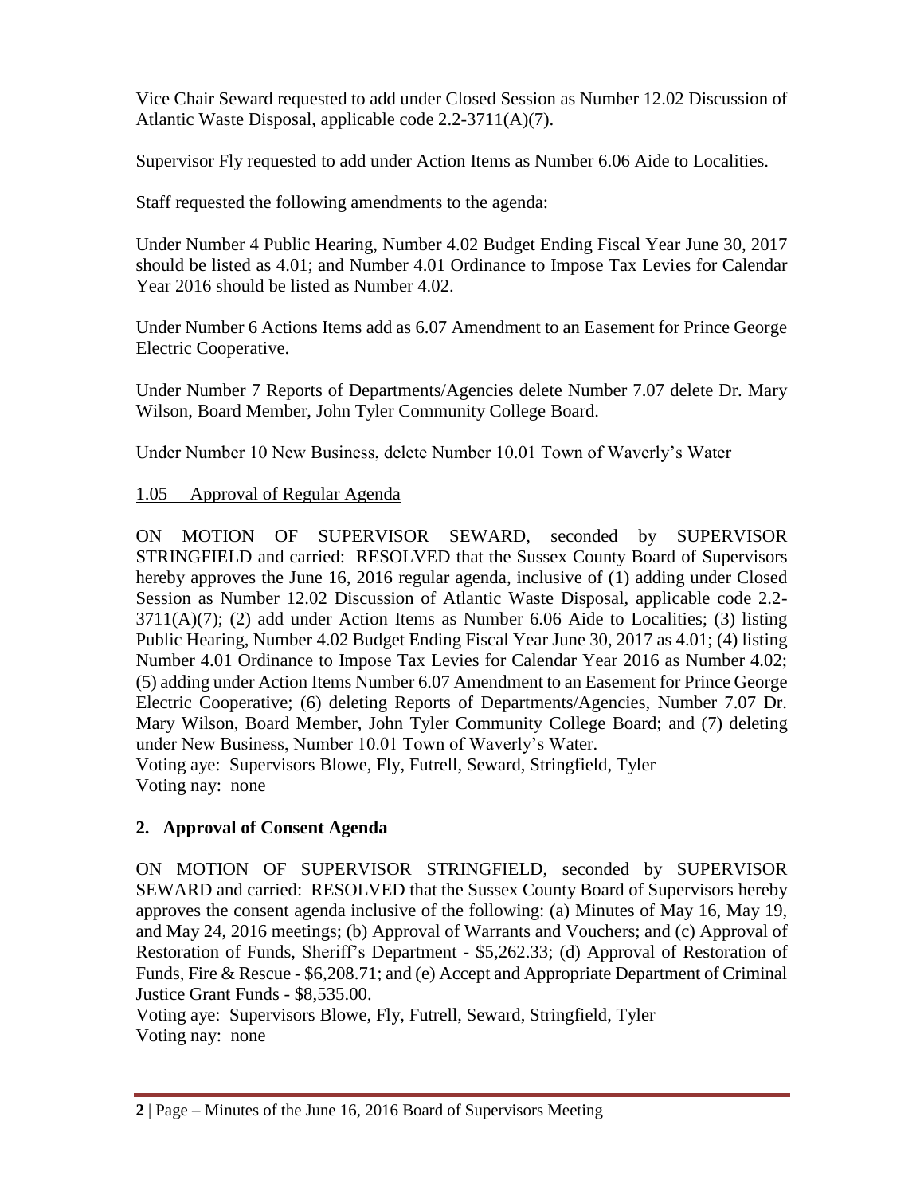Vice Chair Seward requested to add under Closed Session as Number 12.02 Discussion of Atlantic Waste Disposal, applicable code 2.2-3711(A)(7).

Supervisor Fly requested to add under Action Items as Number 6.06 Aide to Localities.

Staff requested the following amendments to the agenda:

Under Number 4 Public Hearing, Number 4.02 Budget Ending Fiscal Year June 30, 2017 should be listed as 4.01; and Number 4.01 Ordinance to Impose Tax Levies for Calendar Year 2016 should be listed as Number 4.02.

Under Number 6 Actions Items add as 6.07 Amendment to an Easement for Prince George Electric Cooperative.

Under Number 7 Reports of Departments/Agencies delete Number 7.07 delete Dr. Mary Wilson, Board Member, John Tyler Community College Board.

Under Number 10 New Business, delete Number 10.01 Town of Waverly's Water

1.05 Approval of Regular Agenda

ON MOTION OF SUPERVISOR SEWARD, seconded by SUPERVISOR STRINGFIELD and carried: RESOLVED that the Sussex County Board of Supervisors hereby approves the June 16, 2016 regular agenda, inclusive of (1) adding under Closed Session as Number 12.02 Discussion of Atlantic Waste Disposal, applicable code 2.2-3711(A)(7); (2) add under Action Items as Number 6.06 Aide to Localities; (3) listing Public Hearing, Number 4.02 Budget Ending Fiscal Year June 30, 2017 as 4.01; (4) listing Number 4.01 Ordinance to Impose Tax Levies for Calendar Year 2016 as Number 4.02; (5) adding under Action Items Number 6.07 Amendment to an Easement for Prince George Electric Cooperative; (6) deleting Reports of Departments/Agencies, Number 7.07 Dr. Mary Wilson, Board Member, John Tyler Community College Board; and (7) deleting under New Business, Number 10.01 Town of Waverly's Water.
Voting aye: Supervisors Blowe, Fly, Futrell, Seward, Stringfield, Tyler
Voting nay: none

## 2. Approval of Consent Agenda

ON MOTION OF SUPERVISOR STRINGFIELD, seconded by SUPERVISOR SEWARD and carried: RESOLVED that the Sussex County Board of Supervisors hereby approves the consent agenda inclusive of the following: (a) Minutes of May 16, May 19, and May 24, 2016 meetings; (b) Approval of Warrants and Vouchers; and (c) Approval of Restoration of Funds, Sheriff's Department - \$5,262.33; (d) Approval of Restoration of Funds, Fire & Rescue - \$6,208.71; and (e) Accept and Appropriate Department of Criminal Justice Grant Funds - \$8,535.00.
Voting aye: Supervisors Blowe, Fly, Futrell, Seward, Stringfield, Tyler
Voting nay: none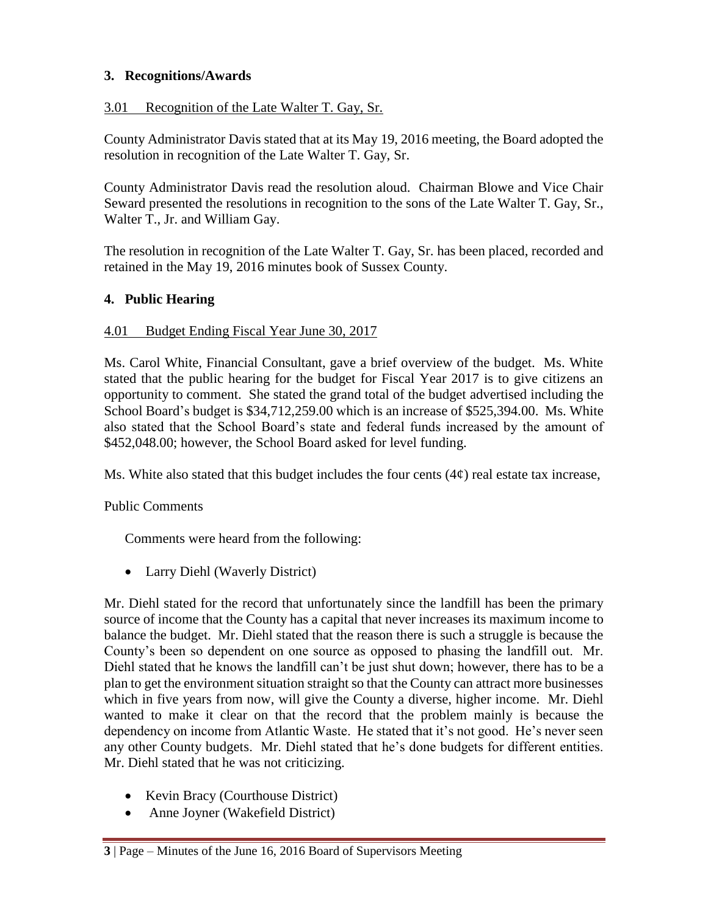## 3. Recognitions/Awards

3.01 Recognition of the Late Walter T. Gay, Sr.

County Administrator Davis stated that at its May 19, 2016 meeting, the Board adopted the resolution in recognition of the Late Walter T. Gay, Sr.

County Administrator Davis read the resolution aloud. Chairman Blowe and Vice Chair Seward presented the resolutions in recognition to the sons of the Late Walter T. Gay, Sr., Walter T., Jr. and William Gay.

The resolution in recognition of the Late Walter T. Gay, Sr. has been placed, recorded and retained in the May 19, 2016 minutes book of Sussex County.

## 4. Public Hearing

4.01 Budget Ending Fiscal Year June 30, 2017

Ms. Carol White, Financial Consultant, gave a brief overview of the budget. Ms. White stated that the public hearing for the budget for Fiscal Year 2017 is to give citizens an opportunity to comment. She stated the grand total of the budget advertised including the School Board's budget is $34,712,259.00 which is an increase of $525,394.00. Ms. White also stated that the School Board's state and federal funds increased by the amount of $452,048.00; however, the School Board asked for level funding.

Ms. White also stated that this budget includes the four cents (4¢) real estate tax increase,

Public Comments

Comments were heard from the following:

- Larry Diehl (Waverly District)

Mr. Diehl stated for the record that unfortunately since the landfill has been the primary source of income that the County has a capital that never increases its maximum income to balance the budget. Mr. Diehl stated that the reason there is such a struggle is because the County's been so dependent on one source as opposed to phasing the landfill out. Mr. Diehl stated that he knows the landfill can't be just shut down; however, there has to be a plan to get the environment situation straight so that the County can attract more businesses which in five years from now, will give the County a diverse, higher income. Mr. Diehl wanted to make it clear on that the record that the problem mainly is because the dependency on income from Atlantic Waste. He stated that it's not good. He's never seen any other County budgets. Mr. Diehl stated that he's done budgets for different entities. Mr. Diehl stated that he was not criticizing.

- Kevin Bracy (Courthouse District)
- Anne Joyner (Wakefield District)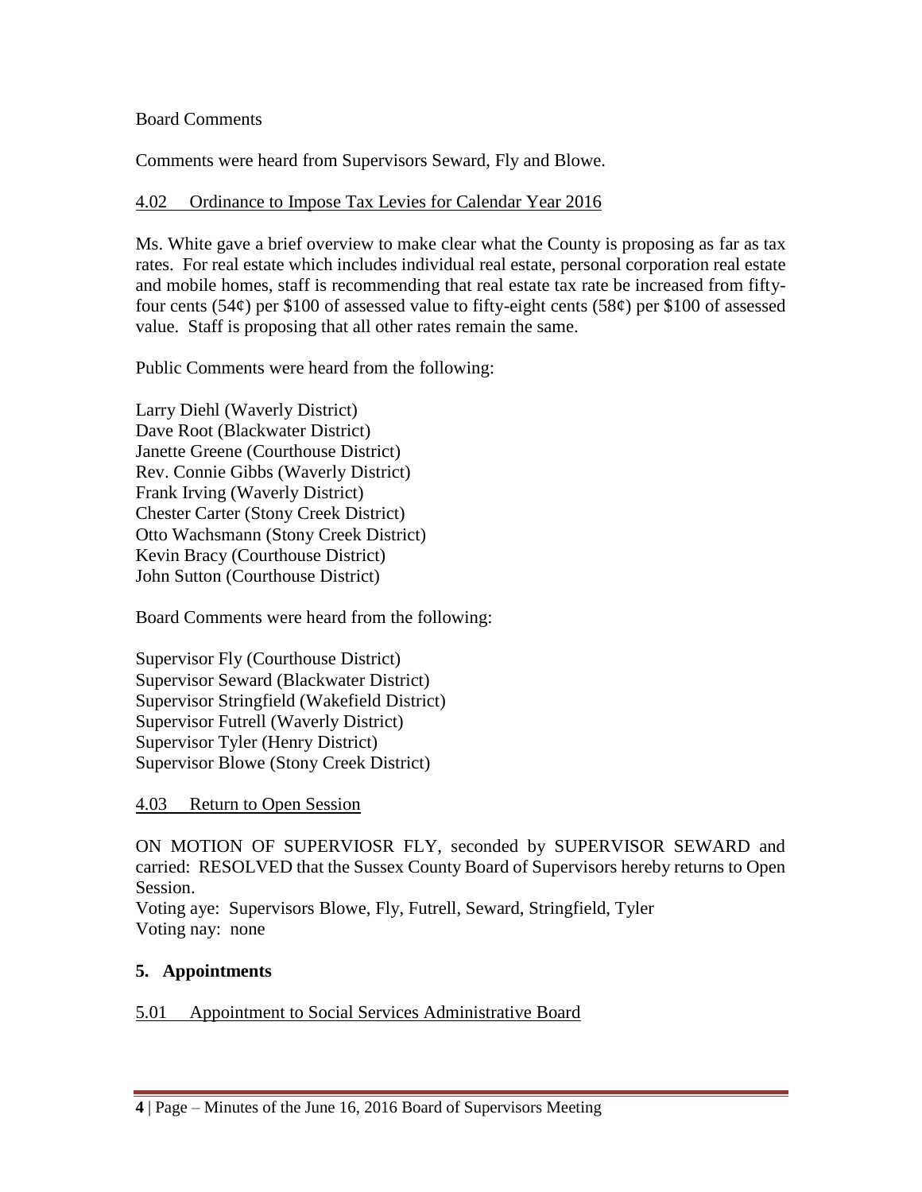Board Comments

Comments were heard from Supervisors Seward, Fly and Blowe.

4.02 Ordinance to Impose Tax Levies for Calendar Year 2016

Ms. White gave a brief overview to make clear what the County is proposing as far as tax rates. For real estate which includes individual real estate, personal corporation real estate and mobile homes, staff is recommending that real estate tax rate be increased from fifty-four cents (54¢) per $100 of assessed value to fifty-eight cents (58¢) per $100 of assessed value. Staff is proposing that all other rates remain the same.

Public Comments were heard from the following:

Larry Diehl (Waverly District)
Dave Root (Blackwater District)
Janette Greene (Courthouse District)
Rev. Connie Gibbs (Waverly District)
Frank Irving (Waverly District)
Chester Carter (Stony Creek District)
Otto Wachsmann (Stony Creek District)
Kevin Bracy (Courthouse District)
John Sutton (Courthouse District)

Board Comments were heard from the following:

Supervisor Fly (Courthouse District)
Supervisor Seward (Blackwater District)
Supervisor Stringfield (Wakefield District)
Supervisor Futrell (Waverly District)
Supervisor Tyler (Henry District)
Supervisor Blowe (Stony Creek District)

4.03 Return to Open Session

ON MOTION OF SUPERVIOSR FLY, seconded by SUPERVISOR SEWARD and carried: RESOLVED that the Sussex County Board of Supervisors hereby returns to Open Session.
Voting aye: Supervisors Blowe, Fly, Futrell, Seward, Stringfield, Tyler
Voting nay: none

**5. Appointments**

5.01 Appointment to Social Services Administrative Board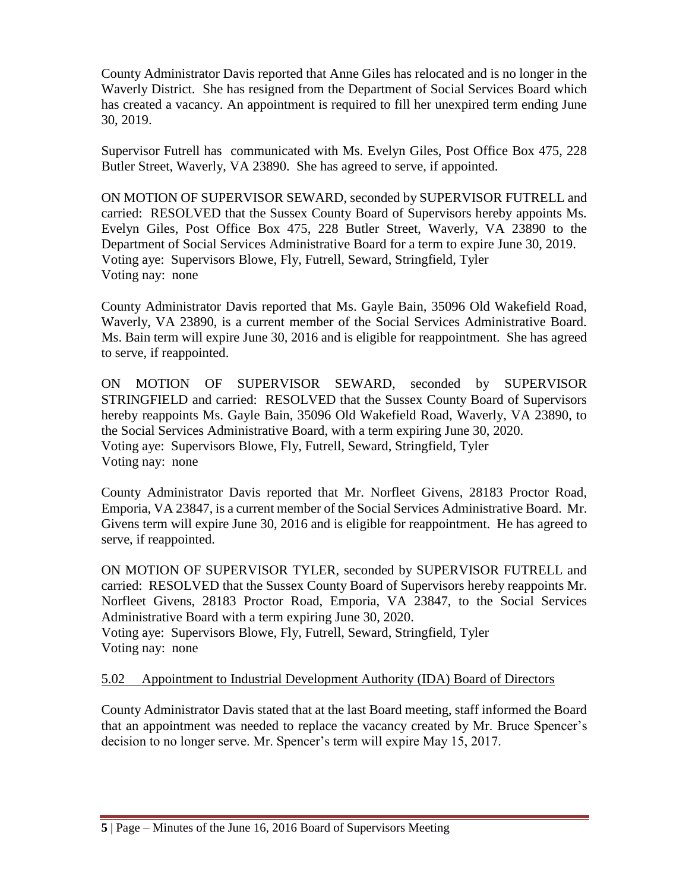County Administrator Davis reported that Anne Giles has relocated and is no longer in the Waverly District. She has resigned from the Department of Social Services Board which has created a vacancy. An appointment is required to fill her unexpired term ending June 30, 2019.

Supervisor Futrell has communicated with Ms. Evelyn Giles, Post Office Box 475, 228 Butler Street, Waverly, VA 23890. She has agreed to serve, if appointed.

ON MOTION OF SUPERVISOR SEWARD, seconded by SUPERVISOR FUTRELL and carried: RESOLVED that the Sussex County Board of Supervisors hereby appoints Ms. Evelyn Giles, Post Office Box 475, 228 Butler Street, Waverly, VA 23890 to the Department of Social Services Administrative Board for a term to expire June 30, 2019.
Voting aye: Supervisors Blowe, Fly, Futrell, Seward, Stringfield, Tyler
Voting nay: none

County Administrator Davis reported that Ms. Gayle Bain, 35096 Old Wakefield Road, Waverly, VA 23890, is a current member of the Social Services Administrative Board. Ms. Bain term will expire June 30, 2016 and is eligible for reappointment. She has agreed to serve, if reappointed.

ON MOTION OF SUPERVISOR SEWARD, seconded by SUPERVISOR STRINGFIELD and carried: RESOLVED that the Sussex County Board of Supervisors hereby reappoints Ms. Gayle Bain, 35096 Old Wakefield Road, Waverly, VA 23890, to the Social Services Administrative Board, with a term expiring June 30, 2020.
Voting aye: Supervisors Blowe, Fly, Futrell, Seward, Stringfield, Tyler
Voting nay: none

County Administrator Davis reported that Mr. Norfleet Givens, 28183 Proctor Road, Emporia, VA 23847, is a current member of the Social Services Administrative Board. Mr. Givens term will expire June 30, 2016 and is eligible for reappointment. He has agreed to serve, if reappointed.

ON MOTION OF SUPERVISOR TYLER, seconded by SUPERVISOR FUTRELL and carried: RESOLVED that the Sussex County Board of Supervisors hereby reappoints Mr. Norfleet Givens, 28183 Proctor Road, Emporia, VA 23847, to the Social Services Administrative Board with a term expiring June 30, 2020.
Voting aye: Supervisors Blowe, Fly, Futrell, Seward, Stringfield, Tyler
Voting nay: none

5.02 Appointment to Industrial Development Authority (IDA) Board of Directors

County Administrator Davis stated that at the last Board meeting, staff informed the Board that an appointment was needed to replace the vacancy created by Mr. Bruce Spencer's decision to no longer serve. Mr. Spencer's term will expire May 15, 2017.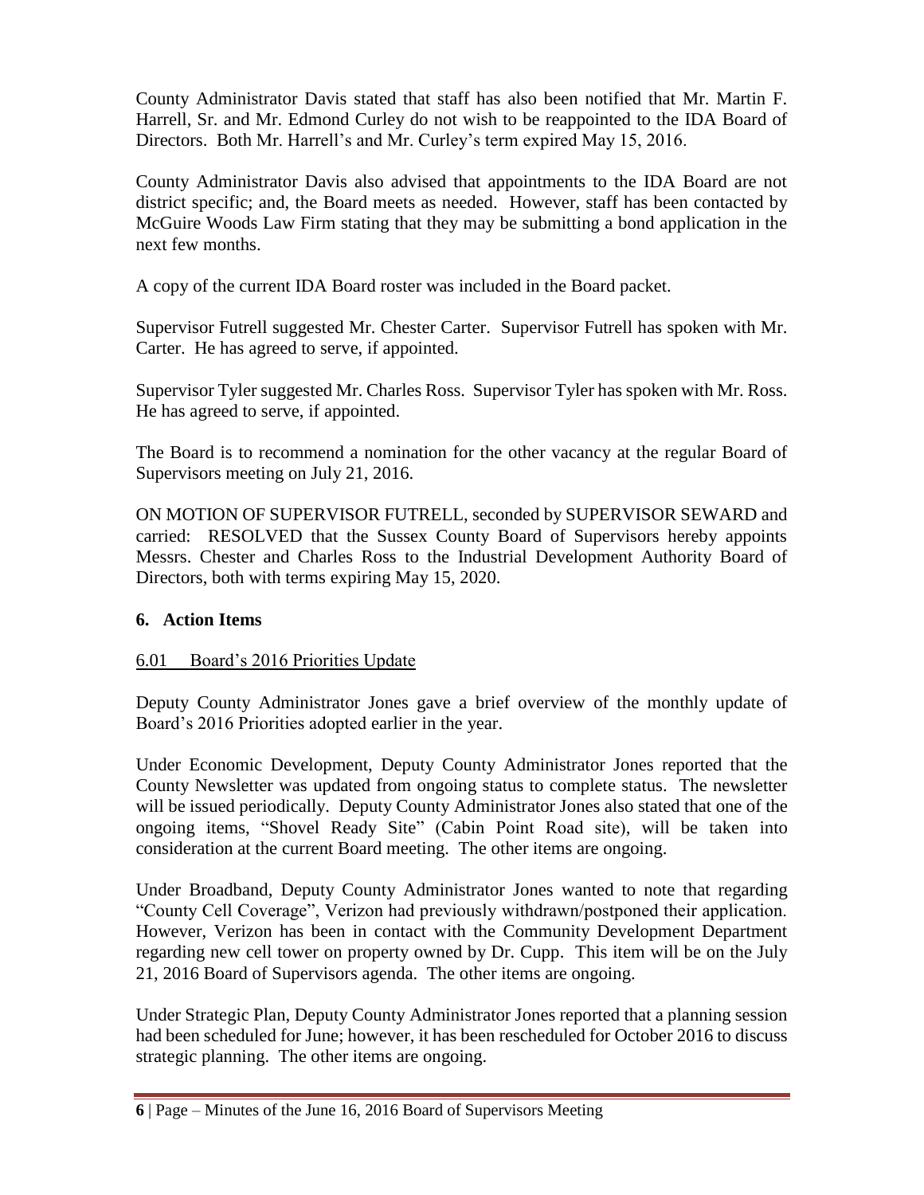County Administrator Davis stated that staff has also been notified that Mr. Martin F. Harrell, Sr. and Mr. Edmond Curley do not wish to be reappointed to the IDA Board of Directors. Both Mr. Harrell's and Mr. Curley's term expired May 15, 2016.

County Administrator Davis also advised that appointments to the IDA Board are not district specific; and, the Board meets as needed. However, staff has been contacted by McGuire Woods Law Firm stating that they may be submitting a bond application in the next few months.

A copy of the current IDA Board roster was included in the Board packet.

Supervisor Futrell suggested Mr. Chester Carter. Supervisor Futrell has spoken with Mr. Carter. He has agreed to serve, if appointed.

Supervisor Tyler suggested Mr. Charles Ross. Supervisor Tyler has spoken with Mr. Ross. He has agreed to serve, if appointed.

The Board is to recommend a nomination for the other vacancy at the regular Board of Supervisors meeting on July 21, 2016.

ON MOTION OF SUPERVISOR FUTRELL, seconded by SUPERVISOR SEWARD and carried: RESOLVED that the Sussex County Board of Supervisors hereby appoints Messrs. Chester and Charles Ross to the Industrial Development Authority Board of Directors, both with terms expiring May 15, 2020.

## 6. Action Items

6.01 Board's 2016 Priorities Update

Deputy County Administrator Jones gave a brief overview of the monthly update of Board's 2016 Priorities adopted earlier in the year.

Under Economic Development, Deputy County Administrator Jones reported that the County Newsletter was updated from ongoing status to complete status. The newsletter will be issued periodically. Deputy County Administrator Jones also stated that one of the ongoing items, "Shovel Ready Site" (Cabin Point Road site), will be taken into consideration at the current Board meeting. The other items are ongoing.

Under Broadband, Deputy County Administrator Jones wanted to note that regarding "County Cell Coverage", Verizon had previously withdrawn/postponed their application. However, Verizon has been in contact with the Community Development Department regarding new cell tower on property owned by Dr. Cupp. This item will be on the July 21, 2016 Board of Supervisors agenda. The other items are ongoing.

Under Strategic Plan, Deputy County Administrator Jones reported that a planning session had been scheduled for June; however, it has been rescheduled for October 2016 to discuss strategic planning. The other items are ongoing.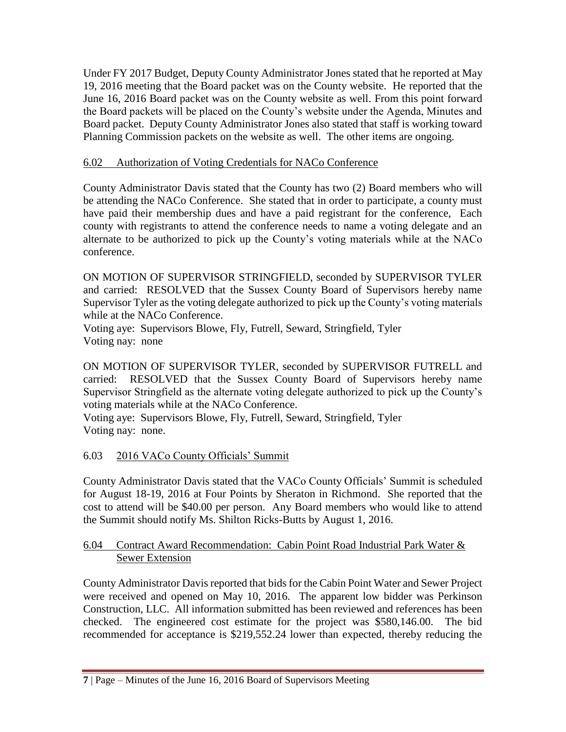Under FY 2017 Budget, Deputy County Administrator Jones stated that he reported at May 19, 2016 meeting that the Board packet was on the County website. He reported that the June 16, 2016 Board packet was on the County website as well. From this point forward the Board packets will be placed on the County's website under the Agenda, Minutes and Board packet. Deputy County Administrator Jones also stated that staff is working toward Planning Commission packets on the website as well. The other items are ongoing.

6.02 Authorization of Voting Credentials for NACo Conference

County Administrator Davis stated that the County has two (2) Board members who will be attending the NACo Conference. She stated that in order to participate, a county must have paid their membership dues and have a paid registrant for the conference, Each county with registrants to attend the conference needs to name a voting delegate and an alternate to be authorized to pick up the County's voting materials while at the NACo conference.

ON MOTION OF SUPERVISOR STRINGFIELD, seconded by SUPERVISOR TYLER and carried: RESOLVED that the Sussex County Board of Supervisors hereby name Supervisor Tyler as the voting delegate authorized to pick up the County's voting materials while at the NACo Conference.
Voting aye: Supervisors Blowe, Fly, Futrell, Seward, Stringfield, Tyler
Voting nay: none

ON MOTION OF SUPERVISOR TYLER, seconded by SUPERVISOR FUTRELL and carried: RESOLVED that the Sussex County Board of Supervisors hereby name Supervisor Stringfield as the alternate voting delegate authorized to pick up the County's voting materials while at the NACo Conference.
Voting aye: Supervisors Blowe, Fly, Futrell, Seward, Stringfield, Tyler
Voting nay: none.

6.03 2016 VACo County Officials' Summit

County Administrator Davis stated that the VACo County Officials' Summit is scheduled for August 18-19, 2016 at Four Points by Sheraton in Richmond. She reported that the cost to attend will be $40.00 per person. Any Board members who would like to attend the Summit should notify Ms. Shilton Ricks-Butts by August 1, 2016.

6.04 Contract Award Recommendation: Cabin Point Road Industrial Park Water & Sewer Extension

County Administrator Davis reported that bids for the Cabin Point Water and Sewer Project were received and opened on May 10, 2016. The apparent low bidder was Perkinson Construction, LLC. All information submitted has been reviewed and references has been checked. The engineered cost estimate for the project was $580,146.00. The bid recommended for acceptance is $219,552.24 lower than expected, thereby reducing the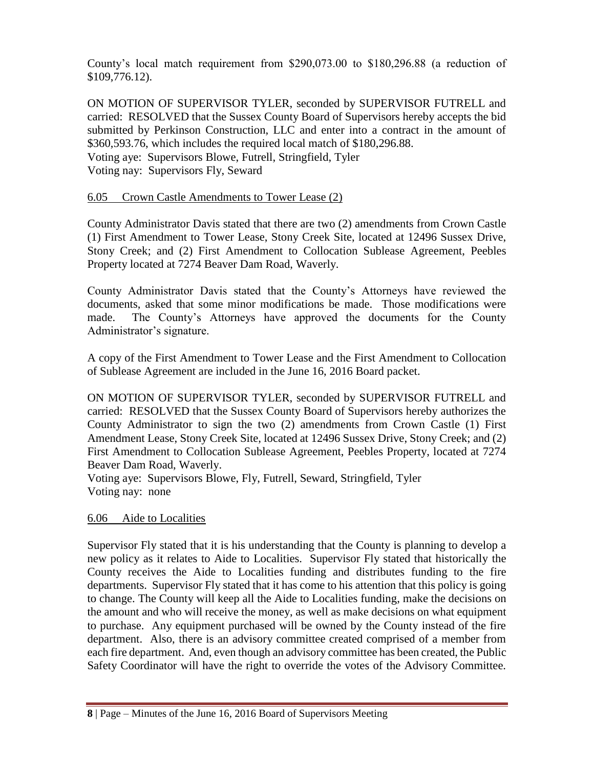County's local match requirement from $290,073.00 to $180,296.88 (a reduction of $109,776.12).

ON MOTION OF SUPERVISOR TYLER, seconded by SUPERVISOR FUTRELL and carried: RESOLVED that the Sussex County Board of Supervisors hereby accepts the bid submitted by Perkinson Construction, LLC and enter into a contract in the amount of $360,593.76, which includes the required local match of $180,296.88.
Voting aye: Supervisors Blowe, Futrell, Stringfield, Tyler
Voting nay: Supervisors Fly, Seward

6.05 Crown Castle Amendments to Tower Lease (2)

County Administrator Davis stated that there are two (2) amendments from Crown Castle (1) First Amendment to Tower Lease, Stony Creek Site, located at 12496 Sussex Drive, Stony Creek; and (2) First Amendment to Collocation Sublease Agreement, Peebles Property located at 7274 Beaver Dam Road, Waverly.

County Administrator Davis stated that the County's Attorneys have reviewed the documents, asked that some minor modifications be made. Those modifications were made. The County's Attorneys have approved the documents for the County Administrator's signature.

A copy of the First Amendment to Tower Lease and the First Amendment to Collocation of Sublease Agreement are included in the June 16, 2016 Board packet.

ON MOTION OF SUPERVISOR TYLER, seconded by SUPERVISOR FUTRELL and carried: RESOLVED that the Sussex County Board of Supervisors hereby authorizes the County Administrator to sign the two (2) amendments from Crown Castle (1) First Amendment Lease, Stony Creek Site, located at 12496 Sussex Drive, Stony Creek; and (2) First Amendment to Collocation Sublease Agreement, Peebles Property, located at 7274 Beaver Dam Road, Waverly.
Voting aye: Supervisors Blowe, Fly, Futrell, Seward, Stringfield, Tyler
Voting nay: none

6.06 Aide to Localities

Supervisor Fly stated that it is his understanding that the County is planning to develop a new policy as it relates to Aide to Localities. Supervisor Fly stated that historically the County receives the Aide to Localities funding and distributes funding to the fire departments. Supervisor Fly stated that it has come to his attention that this policy is going to change. The County will keep all the Aide to Localities funding, make the decisions on the amount and who will receive the money, as well as make decisions on what equipment to purchase. Any equipment purchased will be owned by the County instead of the fire department. Also, there is an advisory committee created comprised of a member from each fire department. And, even though an advisory committee has been created, the Public Safety Coordinator will have the right to override the votes of the Advisory Committee.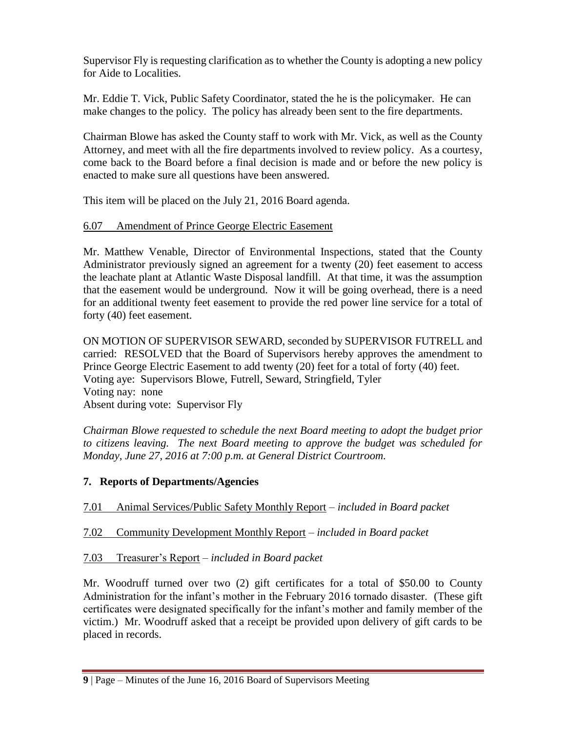Supervisor Fly is requesting clarification as to whether the County is adopting a new policy for Aide to Localities.

Mr. Eddie T. Vick, Public Safety Coordinator, stated the he is the policymaker. He can make changes to the policy. The policy has already been sent to the fire departments.

Chairman Blowe has asked the County staff to work with Mr. Vick, as well as the County Attorney, and meet with all the fire departments involved to review policy. As a courtesy, come back to the Board before a final decision is made and or before the new policy is enacted to make sure all questions have been answered.

This item will be placed on the July 21, 2016 Board agenda.

6.07 Amendment of Prince George Electric Easement

Mr. Matthew Venable, Director of Environmental Inspections, stated that the County Administrator previously signed an agreement for a twenty (20) feet easement to access the leachate plant at Atlantic Waste Disposal landfill. At that time, it was the assumption that the easement would be underground. Now it will be going overhead, there is a need for an additional twenty feet easement to provide the red power line service for a total of forty (40) feet easement.

ON MOTION OF SUPERVISOR SEWARD, seconded by SUPERVISOR FUTRELL and carried: RESOLVED that the Board of Supervisors hereby approves the amendment to Prince George Electric Easement to add twenty (20) feet for a total of forty (40) feet.
Voting aye: Supervisors Blowe, Futrell, Seward, Stringfield, Tyler
Voting nay: none
Absent during vote: Supervisor Fly

*Chairman Blowe requested to schedule the next Board meeting to adopt the budget prior to citizens leaving. The next Board meeting to approve the budget was scheduled for Monday, June 27, 2016 at 7:00 p.m. at General District Courtroom.*

## 7. Reports of Departments/Agencies

7.01 Animal Services/Public Safety Monthly Report – *included in Board packet*

7.02 Community Development Monthly Report – *included in Board packet*

7.03 Treasurer's Report – *included in Board packet*

Mr. Woodruff turned over two (2) gift certificates for a total of $50.00 to County Administration for the infant's mother in the February 2016 tornado disaster. (These gift certificates were designated specifically for the infant's mother and family member of the victim.) Mr. Woodruff asked that a receipt be provided upon delivery of gift cards to be placed in records.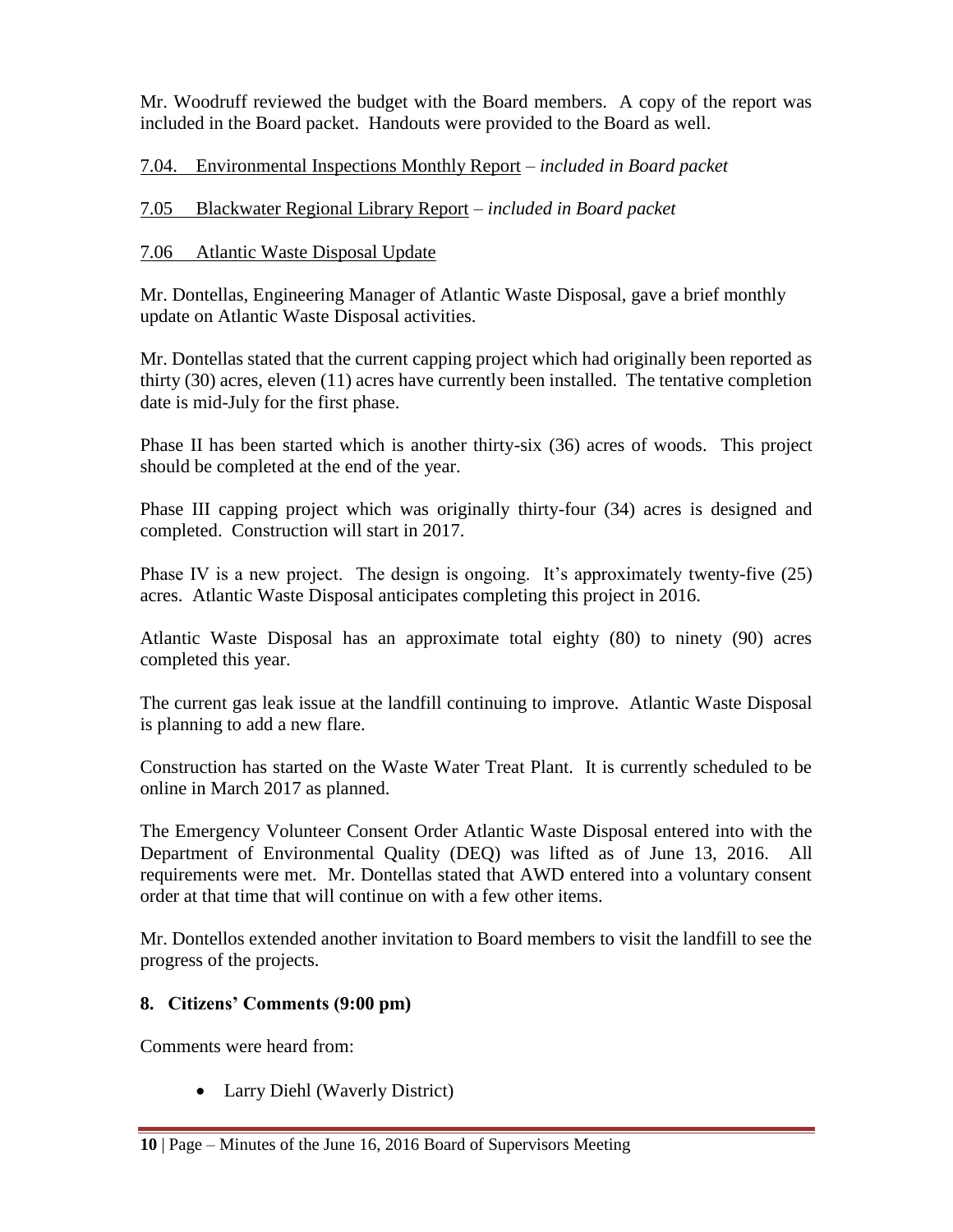Mr. Woodruff reviewed the budget with the Board members. A copy of the report was included in the Board packet. Handouts were provided to the Board as well.

7.04. Environmental Inspections Monthly Report – *included in Board packet*

7.05 Blackwater Regional Library Report – *included in Board packet*

7.06 Atlantic Waste Disposal Update

Mr. Dontellas, Engineering Manager of Atlantic Waste Disposal, gave a brief monthly update on Atlantic Waste Disposal activities.

Mr. Dontellas stated that the current capping project which had originally been reported as thirty (30) acres, eleven (11) acres have currently been installed. The tentative completion date is mid-July for the first phase.

Phase II has been started which is another thirty-six (36) acres of woods. This project should be completed at the end of the year.

Phase III capping project which was originally thirty-four (34) acres is designed and completed. Construction will start in 2017.

Phase IV is a new project. The design is ongoing. It's approximately twenty-five (25) acres. Atlantic Waste Disposal anticipates completing this project in 2016.

Atlantic Waste Disposal has an approximate total eighty (80) to ninety (90) acres completed this year.

The current gas leak issue at the landfill continuing to improve. Atlantic Waste Disposal is planning to add a new flare.

Construction has started on the Waste Water Treat Plant. It is currently scheduled to be online in March 2017 as planned.

The Emergency Volunteer Consent Order Atlantic Waste Disposal entered into with the Department of Environmental Quality (DEQ) was lifted as of June 13, 2016. All requirements were met. Mr. Dontellas stated that AWD entered into a voluntary consent order at that time that will continue on with a few other items.

Mr. Dontellos extended another invitation to Board members to visit the landfill to see the progress of the projects.

**8. Citizens' Comments (9:00 pm)**

Comments were heard from:

- Larry Diehl (Waverly District)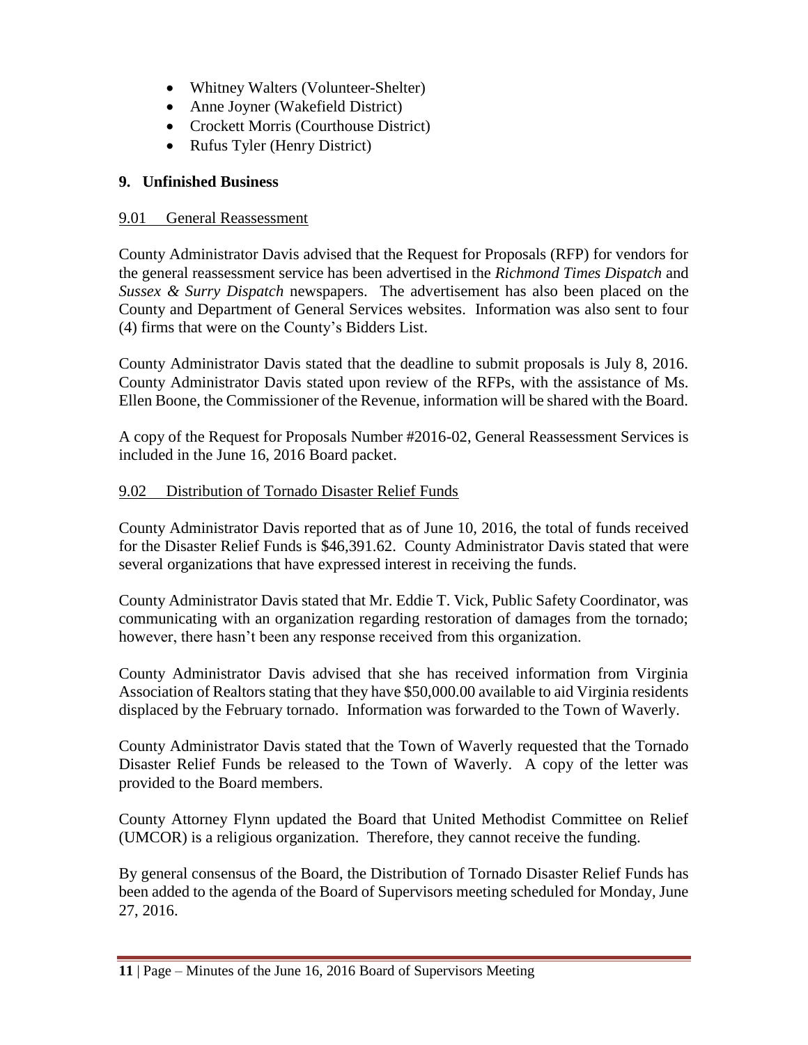- Whitney Walters (Volunteer-Shelter)
- Anne Joyner (Wakefield District)
- Crockett Morris (Courthouse District)
- Rufus Tyler (Henry District)

## 9. Unfinished Business

9.01 General Reassessment

County Administrator Davis advised that the Request for Proposals (RFP) for vendors for the general reassessment service has been advertised in the *Richmond Times Dispatch* and *Sussex & Surry Dispatch* newspapers. The advertisement has also been placed on the County and Department of General Services websites. Information was also sent to four (4) firms that were on the County's Bidders List.

County Administrator Davis stated that the deadline to submit proposals is July 8, 2016. County Administrator Davis stated upon review of the RFPs, with the assistance of Ms. Ellen Boone, the Commissioner of the Revenue, information will be shared with the Board.

A copy of the Request for Proposals Number #2016-02, General Reassessment Services is included in the June 16, 2016 Board packet.

9.02 Distribution of Tornado Disaster Relief Funds

County Administrator Davis reported that as of June 10, 2016, the total of funds received for the Disaster Relief Funds is $46,391.62. County Administrator Davis stated that were several organizations that have expressed interest in receiving the funds.

County Administrator Davis stated that Mr. Eddie T. Vick, Public Safety Coordinator, was communicating with an organization regarding restoration of damages from the tornado; however, there hasn't been any response received from this organization.

County Administrator Davis advised that she has received information from Virginia Association of Realtors stating that they have $50,000.00 available to aid Virginia residents displaced by the February tornado. Information was forwarded to the Town of Waverly.

County Administrator Davis stated that the Town of Waverly requested that the Tornado Disaster Relief Funds be released to the Town of Waverly. A copy of the letter was provided to the Board members.

County Attorney Flynn updated the Board that United Methodist Committee on Relief (UMCOR) is a religious organization. Therefore, they cannot receive the funding.

By general consensus of the Board, the Distribution of Tornado Disaster Relief Funds has been added to the agenda of the Board of Supervisors meeting scheduled for Monday, June 27, 2016.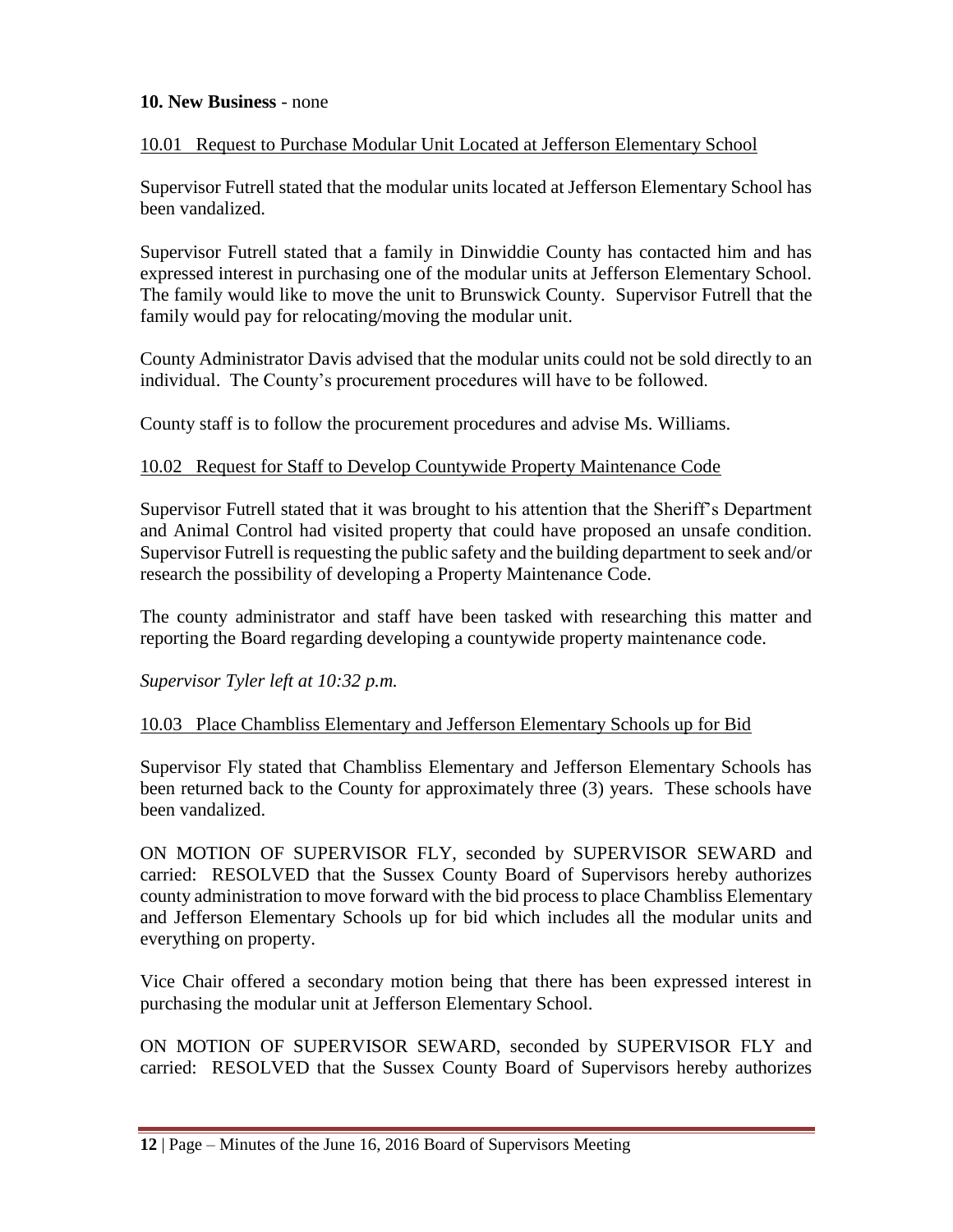**10. New Business** - none

<u>10.01 Request to Purchase Modular Unit Located at Jefferson Elementary School</u>

Supervisor Futrell stated that the modular units located at Jefferson Elementary School has been vandalized.

Supervisor Futrell stated that a family in Dinwiddie County has contacted him and has expressed interest in purchasing one of the modular units at Jefferson Elementary School. The family would like to move the unit to Brunswick County. Supervisor Futrell that the family would pay for relocating/moving the modular unit.

County Administrator Davis advised that the modular units could not be sold directly to an individual. The County's procurement procedures will have to be followed.

County staff is to follow the procurement procedures and advise Ms. Williams.

<u>10.02 Request for Staff to Develop Countywide Property Maintenance Code</u>

Supervisor Futrell stated that it was brought to his attention that the Sheriff's Department and Animal Control had visited property that could have proposed an unsafe condition. Supervisor Futrell is requesting the public safety and the building department to seek and/or research the possibility of developing a Property Maintenance Code.

The county administrator and staff have been tasked with researching this matter and reporting the Board regarding developing a countywide property maintenance code.

*Supervisor Tyler left at 10:32 p.m.*

<u>10.03 Place Chambliss Elementary and Jefferson Elementary Schools up for Bid</u>

Supervisor Fly stated that Chambliss Elementary and Jefferson Elementary Schools has been returned back to the County for approximately three (3) years. These schools have been vandalized.

ON MOTION OF SUPERVISOR FLY, seconded by SUPERVISOR SEWARD and carried: RESOLVED that the Sussex County Board of Supervisors hereby authorizes county administration to move forward with the bid process to place Chambliss Elementary and Jefferson Elementary Schools up for bid which includes all the modular units and everything on property.

Vice Chair offered a secondary motion being that there has been expressed interest in purchasing the modular unit at Jefferson Elementary School.

ON MOTION OF SUPERVISOR SEWARD, seconded by SUPERVISOR FLY and carried: RESOLVED that the Sussex County Board of Supervisors hereby authorizes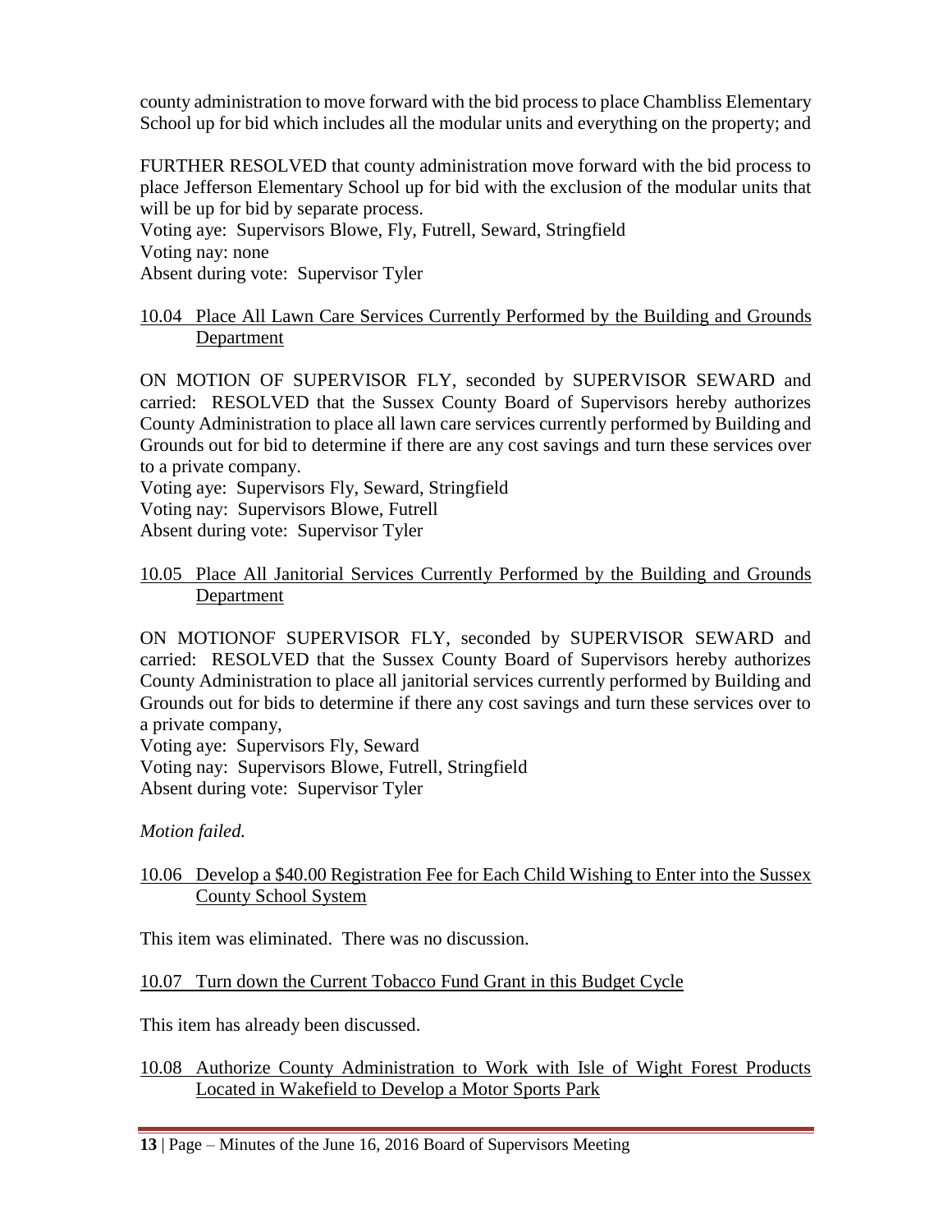county administration to move forward with the bid process to place Chambliss Elementary School up for bid which includes all the modular units and everything on the property; and

FURTHER RESOLVED that county administration move forward with the bid process to place Jefferson Elementary School up for bid with the exclusion of the modular units that will be up for bid by separate process.
Voting aye: Supervisors Blowe, Fly, Futrell, Seward, Stringfield
Voting nay: none
Absent during vote: Supervisor Tyler

<u>10.04 Place All Lawn Care Services Currently Performed by the Building and Grounds Department</u>

ON MOTION OF SUPERVISOR FLY, seconded by SUPERVISOR SEWARD and carried: RESOLVED that the Sussex County Board of Supervisors hereby authorizes County Administration to place all lawn care services currently performed by Building and Grounds out for bid to determine if there are any cost savings and turn these services over to a private company.
Voting aye: Supervisors Fly, Seward, Stringfield
Voting nay: Supervisors Blowe, Futrell
Absent during vote: Supervisor Tyler

<u>10.05 Place All Janitorial Services Currently Performed by the Building and Grounds Department</u>

ON MOTIONOF SUPERVISOR FLY, seconded by SUPERVISOR SEWARD and carried: RESOLVED that the Sussex County Board of Supervisors hereby authorizes County Administration to place all janitorial services currently performed by Building and Grounds out for bids to determine if there any cost savings and turn these services over to a private company,
Voting aye: Supervisors Fly, Seward
Voting nay: Supervisors Blowe, Futrell, Stringfield
Absent during vote: Supervisor Tyler

*Motion failed.*

<u>10.06 Develop a $40.00 Registration Fee for Each Child Wishing to Enter into the Sussex County School System</u>

This item was eliminated. There was no discussion.

<u>10.07 Turn down the Current Tobacco Fund Grant in this Budget Cycle</u>

This item has already been discussed.

<u>10.08 Authorize County Administration to Work with Isle of Wight Forest Products Located in Wakefield to Develop a Motor Sports Park</u>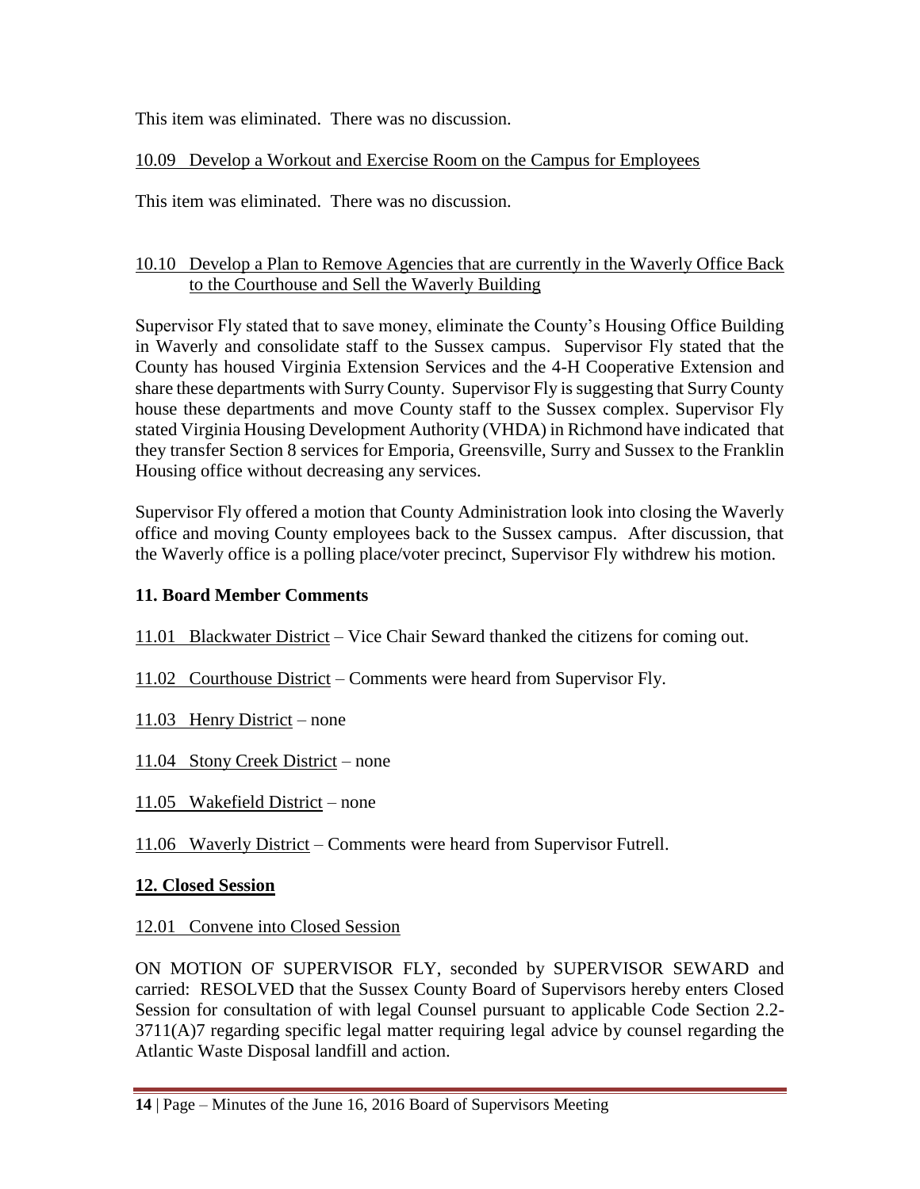This item was eliminated. There was no discussion.

10.09 Develop a Workout and Exercise Room on the Campus for Employees

This item was eliminated. There was no discussion.

10.10 Develop a Plan to Remove Agencies that are currently in the Waverly Office Back to the Courthouse and Sell the Waverly Building

Supervisor Fly stated that to save money, eliminate the County's Housing Office Building in Waverly and consolidate staff to the Sussex campus. Supervisor Fly stated that the County has housed Virginia Extension Services and the 4-H Cooperative Extension and share these departments with Surry County. Supervisor Fly is suggesting that Surry County house these departments and move County staff to the Sussex complex. Supervisor Fly stated Virginia Housing Development Authority (VHDA) in Richmond have indicated that they transfer Section 8 services for Emporia, Greensville, Surry and Sussex to the Franklin Housing office without decreasing any services.

Supervisor Fly offered a motion that County Administration look into closing the Waverly office and moving County employees back to the Sussex campus. After discussion, that the Waverly office is a polling place/voter precinct, Supervisor Fly withdrew his motion.

## 11. Board Member Comments

11.01 Blackwater District – Vice Chair Seward thanked the citizens for coming out.

11.02 Courthouse District – Comments were heard from Supervisor Fly.

11.03 Henry District – none

11.04 Stony Creek District – none

11.05 Wakefield District – none

11.06 Waverly District – Comments were heard from Supervisor Futrell.

## 12. Closed Session

12.01 Convene into Closed Session

ON MOTION OF SUPERVISOR FLY, seconded by SUPERVISOR SEWARD and carried: RESOLVED that the Sussex County Board of Supervisors hereby enters Closed Session for consultation of with legal Counsel pursuant to applicable Code Section 2.2-3711(A)7 regarding specific legal matter requiring legal advice by counsel regarding the Atlantic Waste Disposal landfill and action.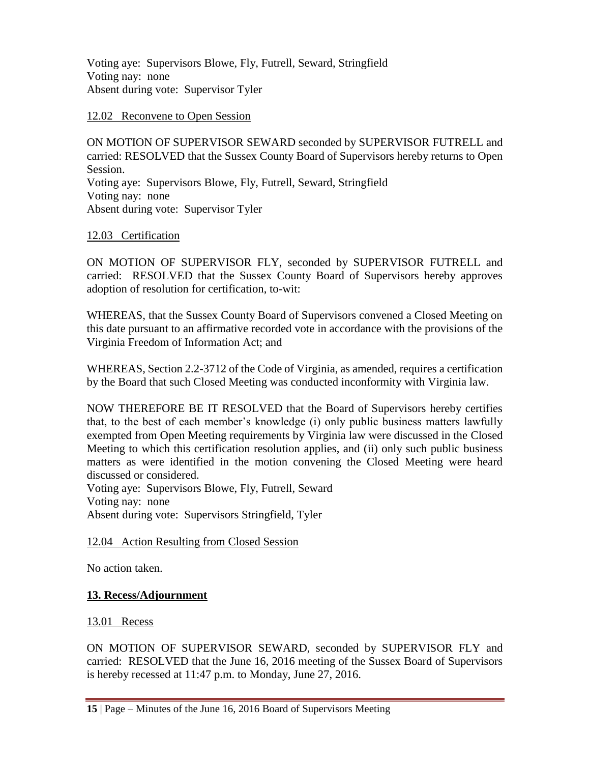Voting aye: Supervisors Blowe, Fly, Futrell, Seward, Stringfield
Voting nay: none
Absent during vote: Supervisor Tyler

12.02 Reconvene to Open Session

ON MOTION OF SUPERVISOR SEWARD seconded by SUPERVISOR FUTRELL and carried: RESOLVED that the Sussex County Board of Supervisors hereby returns to Open Session.
Voting aye: Supervisors Blowe, Fly, Futrell, Seward, Stringfield
Voting nay: none
Absent during vote: Supervisor Tyler

12.03 Certification

ON MOTION OF SUPERVISOR FLY, seconded by SUPERVISOR FUTRELL and carried: RESOLVED that the Sussex County Board of Supervisors hereby approves adoption of resolution for certification, to-wit:

WHEREAS, that the Sussex County Board of Supervisors convened a Closed Meeting on this date pursuant to an affirmative recorded vote in accordance with the provisions of the Virginia Freedom of Information Act; and

WHEREAS, Section 2.2-3712 of the Code of Virginia, as amended, requires a certification by the Board that such Closed Meeting was conducted inconformity with Virginia law.

NOW THEREFORE BE IT RESOLVED that the Board of Supervisors hereby certifies that, to the best of each member's knowledge (i) only public business matters lawfully exempted from Open Meeting requirements by Virginia law were discussed in the Closed Meeting to which this certification resolution applies, and (ii) only such public business matters as were identified in the motion convening the Closed Meeting were heard discussed or considered.
Voting aye: Supervisors Blowe, Fly, Futrell, Seward
Voting nay: none
Absent during vote: Supervisors Stringfield, Tyler

12.04 Action Resulting from Closed Session

No action taken.

## 13. Recess/Adjournment

13.01 Recess

ON MOTION OF SUPERVISOR SEWARD, seconded by SUPERVISOR FLY and carried: RESOLVED that the June 16, 2016 meeting of the Sussex Board of Supervisors is hereby recessed at 11:47 p.m. to Monday, June 27, 2016.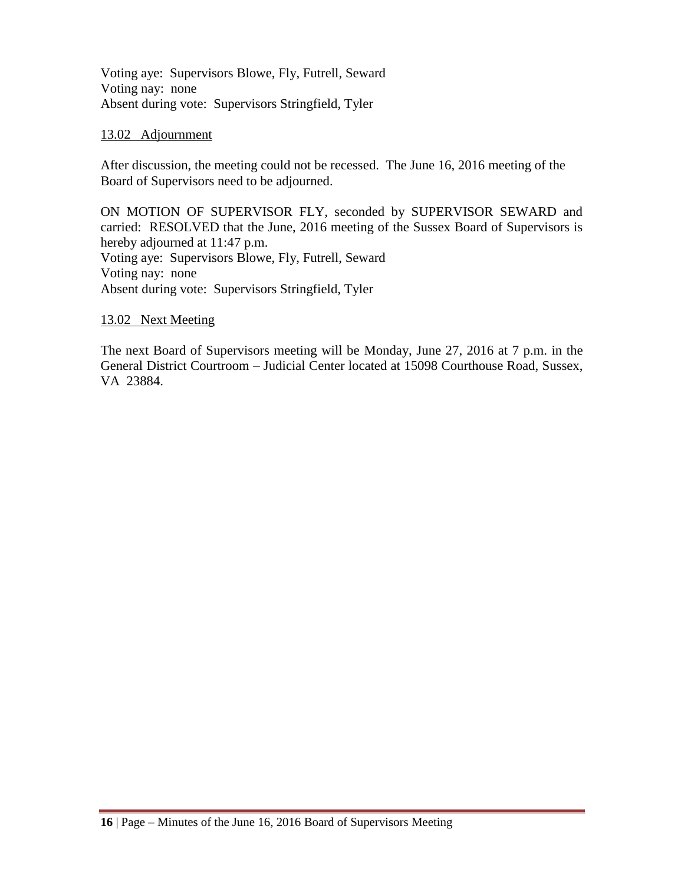Voting aye: Supervisors Blowe, Fly, Futrell, Seward
Voting nay: none
Absent during vote: Supervisors Stringfield, Tyler

<u>13.02 Adjournment</u>

After discussion, the meeting could not be recessed. The June 16, 2016 meeting of the Board of Supervisors need to be adjourned.

ON MOTION OF SUPERVISOR FLY, seconded by SUPERVISOR SEWARD and carried: RESOLVED that the June, 2016 meeting of the Sussex Board of Supervisors is hereby adjourned at 11:47 p.m.
Voting aye: Supervisors Blowe, Fly, Futrell, Seward
Voting nay: none
Absent during vote: Supervisors Stringfield, Tyler

<u>13.02 Next Meeting</u>

The next Board of Supervisors meeting will be Monday, June 27, 2016 at 7 p.m. in the General District Courtroom – Judicial Center located at 15098 Courthouse Road, Sussex, VA 23884.